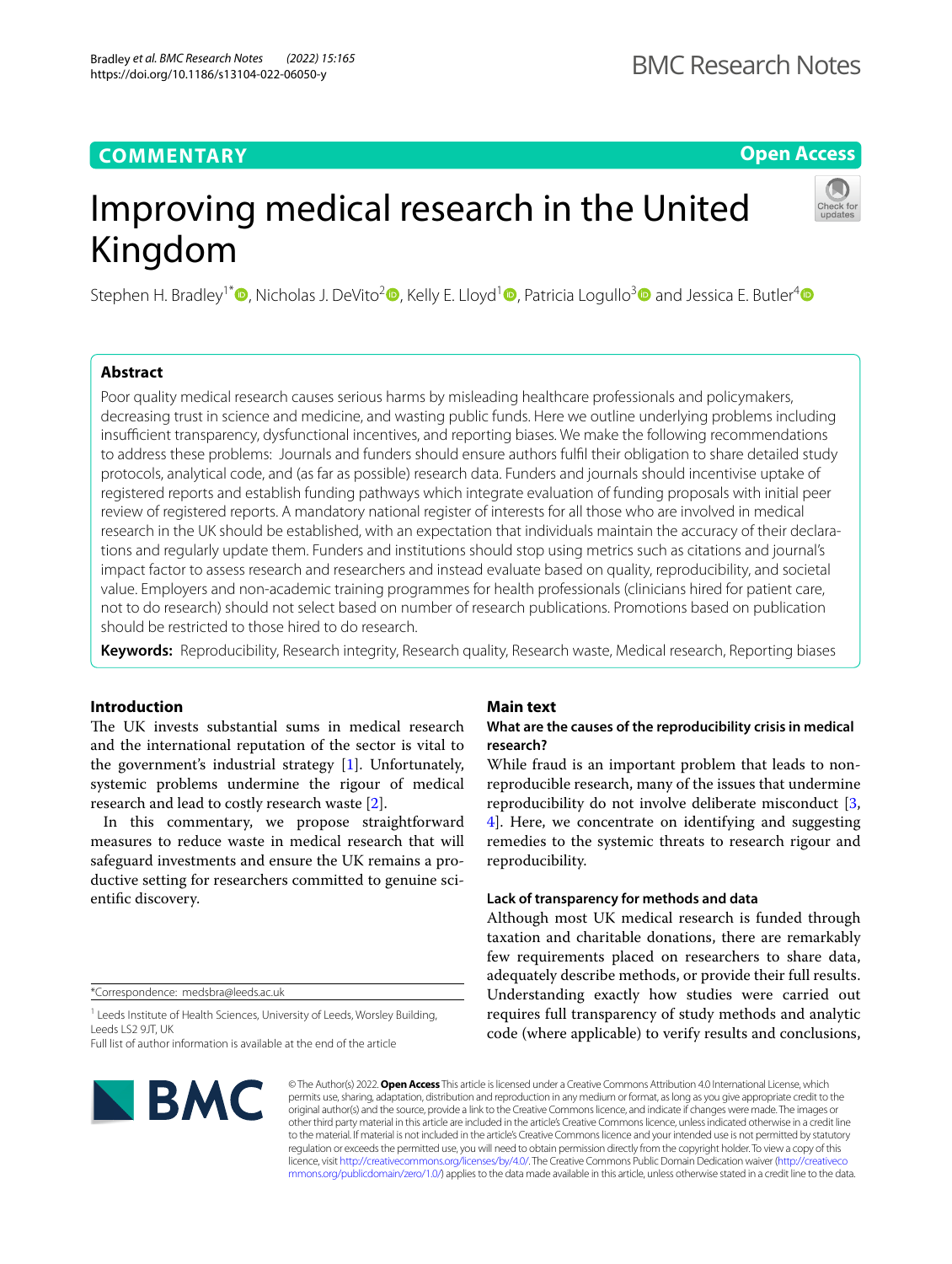COMMENTARY

Open Access

# Improving medical research in the United Kingdom

Stephen H. Bradley[1*], Nicholas J. DeVito[2], Kelly E. Lloyd[1], Patricia Logullo[3] and Jessica E. Butler[4]

## Abstract

Poor quality medical research causes serious harms by misleading healthcare professionals and policymakers, decreasing trust in science and medicine, and wasting public funds. Here we outline underlying problems including insufficient transparency, dysfunctional incentives, and reporting biases. We make the following recommendations to address these problems: Journals and funders should ensure authors fulfil their obligation to share detailed study protocols, analytical code, and (as far as possible) research data. Funders and journals should incentivise uptake of registered reports and establish funding pathways which integrate evaluation of funding proposals with initial peer review of registered reports. A mandatory national register of interests for all those who are involved in medical research in the UK should be established, with an expectation that individuals maintain the accuracy of their declarations and regularly update them. Funders and institutions should stop using metrics such as citations and journal's impact factor to assess research and researchers and instead evaluate based on quality, reproducibility, and societal value. Employers and non-academic training programmes for health professionals (clinicians hired for patient care, not to do research) should not select based on number of research publications. Promotions based on publication should be restricted to those hired to do research.

**Keywords:** Reproducibility, Research integrity, Research quality, Research waste, Medical research, Reporting biases

## Introduction

The UK invests substantial sums in medical research and the international reputation of the sector is vital to the government's industrial strategy [1]. Unfortunately, systemic problems undermine the rigour of medical research and lead to costly research waste [2].

In this commentary, we propose straightforward measures to reduce waste in medical research that will safeguard investments and ensure the UK remains a productive setting for researchers committed to genuine scientific discovery.

*Correspondence: medsbra@leeds.ac.uk

[1] Leeds Institute of Health Sciences, University of Leeds, Worsley Building, Leeds LS2 9JT, UK

Full list of author information is available at the end of the article

## Main text

### What are the causes of the reproducibility crisis in medical research?

While fraud is an important problem that leads to non-reproducible research, many of the issues that undermine reproducibility do not involve deliberate misconduct [3, 4]. Here, we concentrate on identifying and suggesting remedies to the systemic threats to research rigour and reproducibility.

### Lack of transparency for methods and data

Although most UK medical research is funded through taxation and charitable donations, there are remarkably few requirements placed on researchers to share data, adequately describe methods, or provide their full results. Understanding exactly how studies were carried out requires full transparency of study methods and analytic code (where applicable) to verify results and conclusions,

© The Author(s) 2022. **Open Access** This article is licensed under a Creative Commons Attribution 4.0 International License, which permits use, sharing, adaptation, distribution and reproduction in any medium or format, as long as you give appropriate credit to the original author(s) and the source, provide a link to the Creative Commons licence, and indicate if changes were made. The images or other third party material in this article are included in the article's Creative Commons licence, unless indicated otherwise in a credit line to the material. If material is not included in the article's Creative Commons licence and your intended use is not permitted by statutory regulation or exceeds the permitted use, you will need to obtain permission directly from the copyright holder. To view a copy of this licence, visit http://creativecommons.org/licenses/by/4.0/. The Creative Commons Public Domain Dedication waiver (http://creativecommons.org/publicdomain/zero/1.0/) applies to the data made available in this article, unless otherwise stated in a credit line to the data.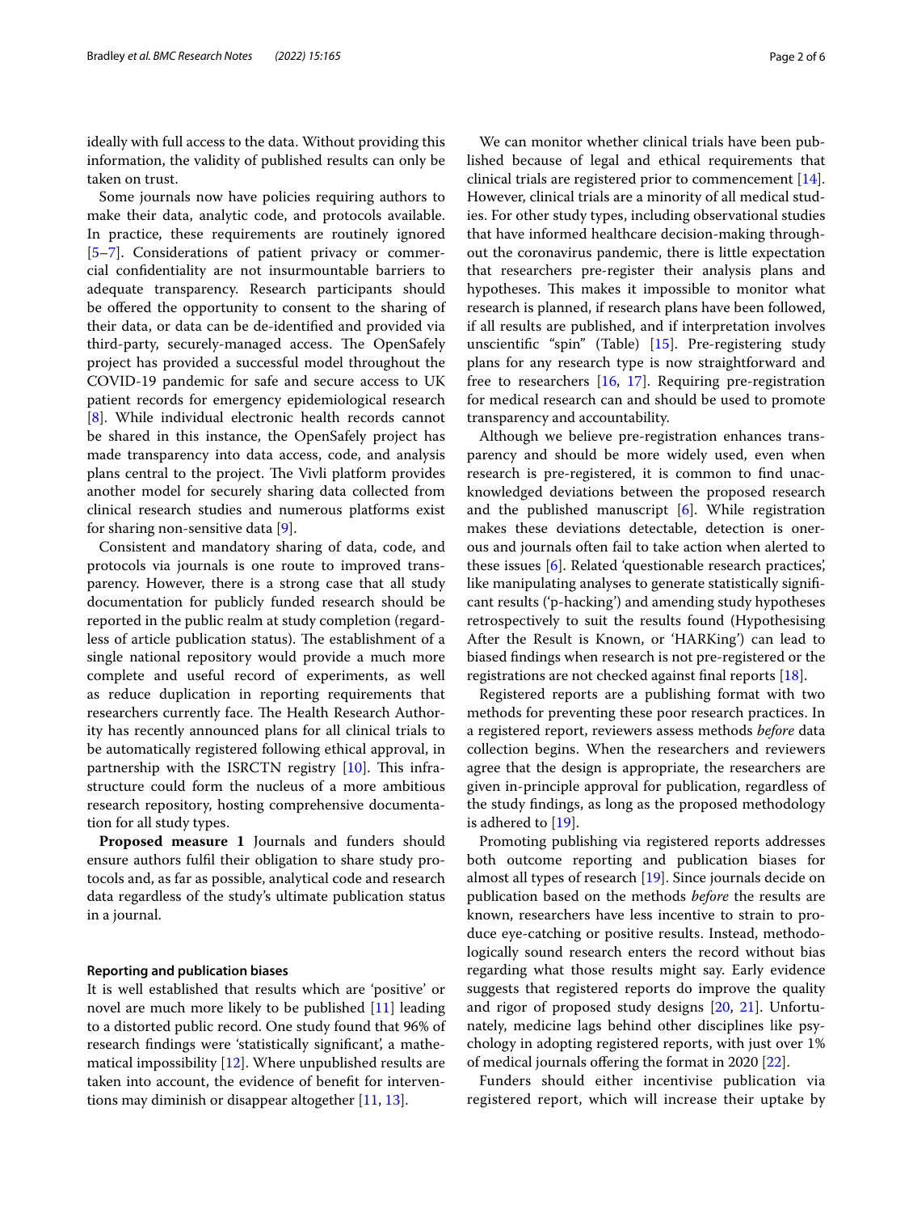ideally with full access to the data. Without providing this information, the validity of published results can only be taken on trust.

Some journals now have policies requiring authors to make their data, analytic code, and protocols available. In practice, these requirements are routinely ignored [5–7]. Considerations of patient privacy or commercial confidentiality are not insurmountable barriers to adequate transparency. Research participants should be offered the opportunity to consent to the sharing of their data, or data can be de-identified and provided via third-party, securely-managed access. The OpenSafely project has provided a successful model throughout the COVID-19 pandemic for safe and secure access to UK patient records for emergency epidemiological research [8]. While individual electronic health records cannot be shared in this instance, the OpenSafely project has made transparency into data access, code, and analysis plans central to the project. The Vivli platform provides another model for securely sharing data collected from clinical research studies and numerous platforms exist for sharing non-sensitive data [9].

Consistent and mandatory sharing of data, code, and protocols via journals is one route to improved transparency. However, there is a strong case that all study documentation for publicly funded research should be reported in the public realm at study completion (regardless of article publication status). The establishment of a single national repository would provide a much more complete and useful record of experiments, as well as reduce duplication in reporting requirements that researchers currently face. The Health Research Authority has recently announced plans for all clinical trials to be automatically registered following ethical approval, in partnership with the ISRCTN registry [10]. This infrastructure could form the nucleus of a more ambitious research repository, hosting comprehensive documentation for all study types.

**Proposed measure 1** Journals and funders should ensure authors fulfil their obligation to share study protocols and, as far as possible, analytical code and research data regardless of the study's ultimate publication status in a journal.

#### Reporting and publication biases

It is well established that results which are 'positive' or novel are much more likely to be published [11] leading to a distorted public record. One study found that 96% of research findings were 'statistically significant', a mathematical impossibility [12]. Where unpublished results are taken into account, the evidence of benefit for interventions may diminish or disappear altogether [11, 13].

We can monitor whether clinical trials have been published because of legal and ethical requirements that clinical trials are registered prior to commencement [14]. However, clinical trials are a minority of all medical studies. For other study types, including observational studies that have informed healthcare decision-making throughout the coronavirus pandemic, there is little expectation that researchers pre-register their analysis plans and hypotheses. This makes it impossible to monitor what research is planned, if research plans have been followed, if all results are published, and if interpretation involves unscientific "spin" (Table) [15]. Pre-registering study plans for any research type is now straightforward and free to researchers [16, 17]. Requiring pre-registration for medical research can and should be used to promote transparency and accountability.

Although we believe pre-registration enhances transparency and should be more widely used, even when research is pre-registered, it is common to find unacknowledged deviations between the proposed research and the published manuscript [6]. While registration makes these deviations detectable, detection is onerous and journals often fail to take action when alerted to these issues [6]. Related 'questionable research practices', like manipulating analyses to generate statistically significant results ('p-hacking') and amending study hypotheses retrospectively to suit the results found (Hypothesising After the Result is Known, or 'HARKing') can lead to biased findings when research is not pre-registered or the registrations are not checked against final reports [18].

Registered reports are a publishing format with two methods for preventing these poor research practices. In a registered report, reviewers assess methods *before* data collection begins. When the researchers and reviewers agree that the design is appropriate, the researchers are given in-principle approval for publication, regardless of the study findings, as long as the proposed methodology is adhered to [19].

Promoting publishing via registered reports addresses both outcome reporting and publication biases for almost all types of research [19]. Since journals decide on publication based on the methods *before* the results are known, researchers have less incentive to strain to produce eye-catching or positive results. Instead, methodologically sound research enters the record without bias regarding what those results might say. Early evidence suggests that registered reports do improve the quality and rigor of proposed study designs [20, 21]. Unfortunately, medicine lags behind other disciplines like psychology in adopting registered reports, with just over 1% of medical journals offering the format in 2020 [22].

Funders should either incentivise publication via registered report, which will increase their uptake by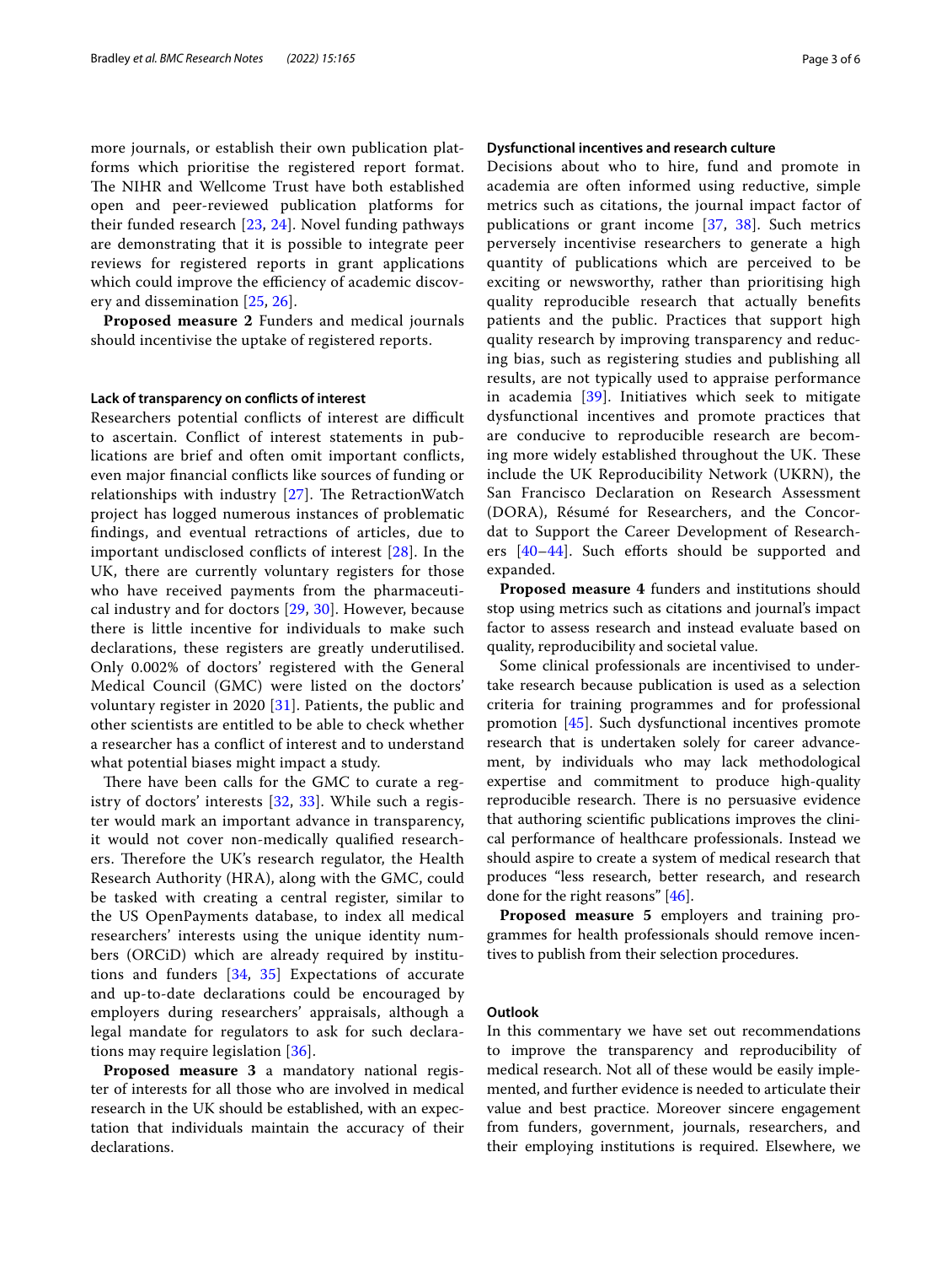more journals, or establish their own publication platforms which prioritise the registered report format. The NIHR and Wellcome Trust have both established open and peer-reviewed publication platforms for their funded research [23, 24]. Novel funding pathways are demonstrating that it is possible to integrate peer reviews for registered reports in grant applications which could improve the efficiency of academic discovery and dissemination [25, 26].

**Proposed measure 2** Funders and medical journals should incentivise the uptake of registered reports.

### Lack of transparency on conflicts of interest

Researchers potential conflicts of interest are difficult to ascertain. Conflict of interest statements in publications are brief and often omit important conflicts, even major financial conflicts like sources of funding or relationships with industry [27]. The RetractionWatch project has logged numerous instances of problematic findings, and eventual retractions of articles, due to important undisclosed conflicts of interest [28]. In the UK, there are currently voluntary registers for those who have received payments from the pharmaceutical industry and for doctors [29, 30]. However, because there is little incentive for individuals to make such declarations, these registers are greatly underutilised. Only 0.002% of doctors' registered with the General Medical Council (GMC) were listed on the doctors' voluntary register in 2020 [31]. Patients, the public and other scientists are entitled to be able to check whether a researcher has a conflict of interest and to understand what potential biases might impact a study.

There have been calls for the GMC to curate a registry of doctors' interests [32, 33]. While such a register would mark an important advance in transparency, it would not cover non-medically qualified researchers. Therefore the UK's research regulator, the Health Research Authority (HRA), along with the GMC, could be tasked with creating a central register, similar to the US OpenPayments database, to index all medical researchers' interests using the unique identity numbers (ORCiD) which are already required by institutions and funders [34, 35] Expectations of accurate and up-to-date declarations could be encouraged by employers during researchers' appraisals, although a legal mandate for regulators to ask for such declarations may require legislation [36].

**Proposed measure 3** a mandatory national register of interests for all those who are involved in medical research in the UK should be established, with an expectation that individuals maintain the accuracy of their declarations.

### Dysfunctional incentives and research culture

Decisions about who to hire, fund and promote in academia are often informed using reductive, simple metrics such as citations, the journal impact factor of publications or grant income [37, 38]. Such metrics perversely incentivise researchers to generate a high quantity of publications which are perceived to be exciting or newsworthy, rather than prioritising high quality reproducible research that actually benefits patients and the public. Practices that support high quality research by improving transparency and reducing bias, such as registering studies and publishing all results, are not typically used to appraise performance in academia [39]. Initiatives which seek to mitigate dysfunctional incentives and promote practices that are conducive to reproducible research are becoming more widely established throughout the UK. These include the UK Reproducibility Network (UKRN), the San Francisco Declaration on Research Assessment (DORA), Résumé for Researchers, and the Concordat to Support the Career Development of Researchers [40–44]. Such efforts should be supported and expanded.

**Proposed measure 4** funders and institutions should stop using metrics such as citations and journal's impact factor to assess research and instead evaluate based on quality, reproducibility and societal value.

Some clinical professionals are incentivised to undertake research because publication is used as a selection criteria for training programmes and for professional promotion [45]. Such dysfunctional incentives promote research that is undertaken solely for career advancement, by individuals who may lack methodological expertise and commitment to produce high-quality reproducible research. There is no persuasive evidence that authoring scientific publications improves the clinical performance of healthcare professionals. Instead we should aspire to create a system of medical research that produces "less research, better research, and research done for the right reasons" [46].

**Proposed measure 5** employers and training programmes for health professionals should remove incentives to publish from their selection procedures.

### Outlook

In this commentary we have set out recommendations to improve the transparency and reproducibility of medical research. Not all of these would be easily implemented, and further evidence is needed to articulate their value and best practice. Moreover sincere engagement from funders, government, journals, researchers, and their employing institutions is required. Elsewhere, we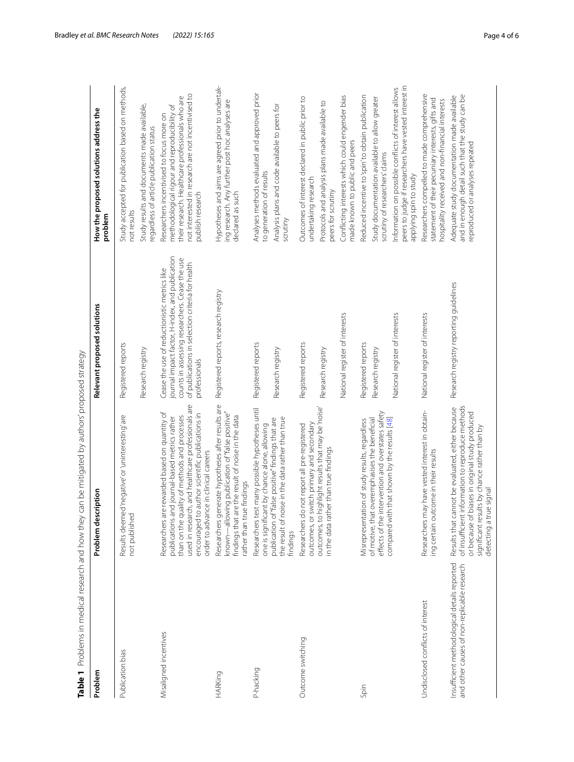**Table 1** Problems in medical research and how they can be mitigated by authors' proposed strategy

| Problem | Problem description | Relevant proposed solutions | How the proposed solutions address the problem |
|---|---|---|---|
| Publication bias | Results deemed 'negative' or 'uninteresting' are not published | Registered reports | Study accepted for publication based on methods, not results |
| | | Research registry | Study results and documents made available, regardless of article publication status |
| Misaligned incentives | Researchers are rewarded based on quantity of publications and journal-based metrics rather than on the quality of methods and processes used in research, and healthcare professionals are encouraged to author scientific publications in order to advance in clinical careers | Cease the use of reductionistic metrics like journal impact factor, H-index, and publication counts in assessing researchers. Cease the use of publications in selection criteria for health professionals | Researchers incentivised to focus more on methodological rigour and reproducibility of their research. Healthcare professionals who are not interested in research are not incentivised to publish research |
| HARKing | Researchers generate hypotheses after results are known—allowing publication of "false positive" findings that are the result of noise in the data rather than true findings | Registered reports, research registry | Hypotheses and aims are agreed prior to undertaking research. Any further post hoc analyses are declared as such |
| P-hacking | Researchers test many possible hypotheses until one is significant by chance alone, allowing publication of "false positive" findings that are the result of noise in the data rather than true findings | Registered reports | Analyses methods evaluated and approved prior to generation of results |
| | | Research registry | Analysis plans and code available to peers for scrutiny |
| Outcome switching | Researchers do not report all pre-registered outcomes, or switch primary and secondary outcomes, to highlight results that may be 'noise' in the data rather than true findings | Registered reports | Outcomes of interest declared in public prior to undertaking research |
| | | Research registry | Protocols and analysis plans made available to peers for scrutiny |
| | | National register of interests | Conflicting interests which could engender bias made known to public and peers |
| Spin | Misrepresentation of study results, regardless of motive, that overemphasises the beneficial effects of the intervention and overstates safety compared with that shown by the results [48] | Registered reports | Reduced incentive to 'spin' to obtain publication |
| | | Research registry | Study documentation available to allow greater scrutiny of researchers' claims |
| | | National register of interests | Information on possible conflicts of interest allows peers to judge if researchers have vested interest in applying spin to study |
| Undisclosed conflicts of interest | Researchers may have vested interest in obtaining certain outcome in their results | National register of interests | Researchers compelled to made comprehensive statement of their pecuniary interests, gifts and hospitality received and non-financial interests |
| Insufficient methodological details reported and other causes of non-replicable research | Results that cannot be evaluated, either because of insufficient information to reproduce methods or because of biases in original study produced significant results by chance rather than by detecting a true signal | Research registry reporting guidelines | Adequate study documentation made available and in enough detail such that the study can be reproduced or analyses repeated |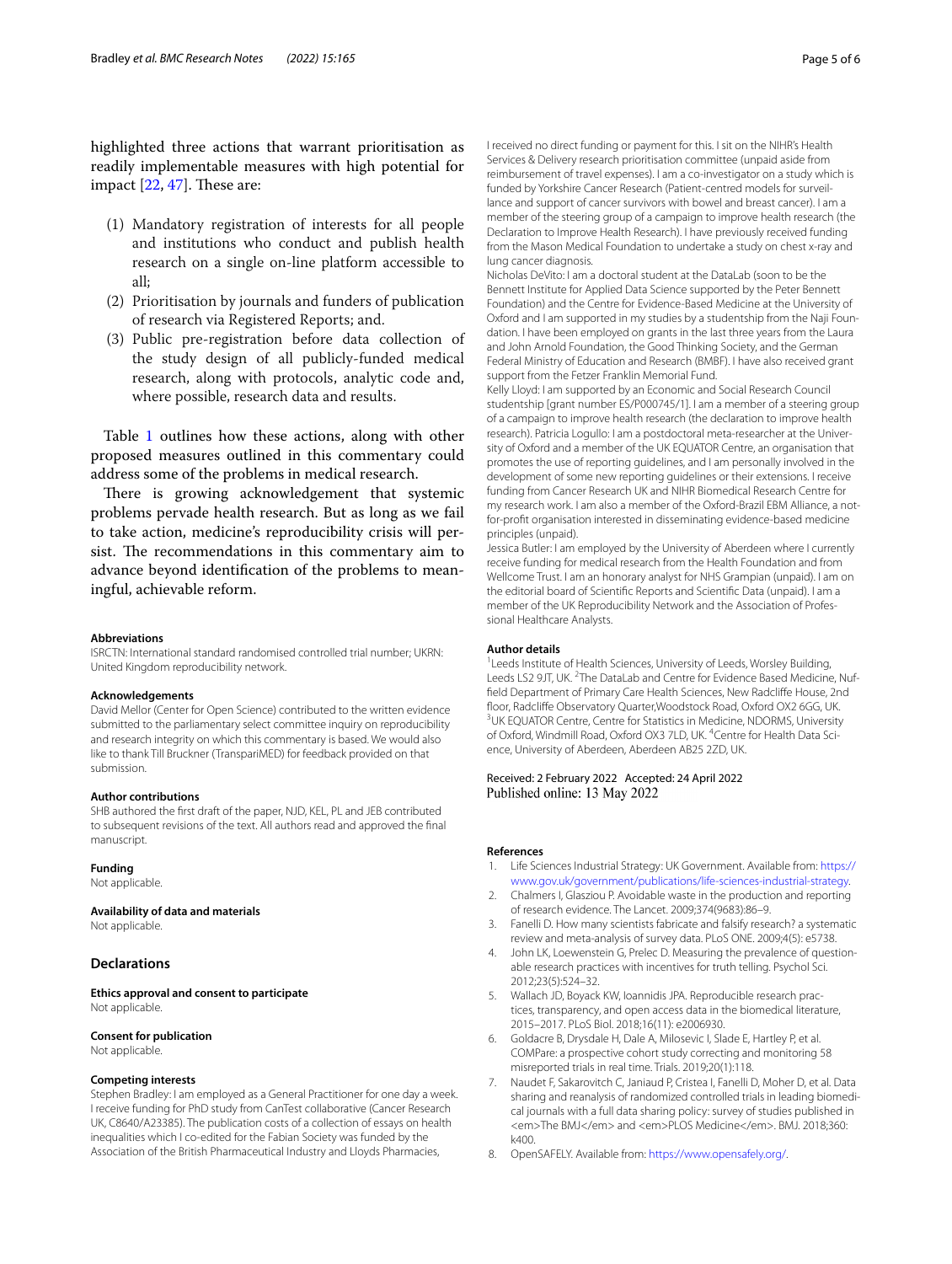highlighted three actions that warrant prioritisation as readily implementable measures with high potential for impact [22, 47]. These are:

(1) Mandatory registration of interests for all people and institutions who conduct and publish health research on a single on-line platform accessible to all;
(2) Prioritisation by journals and funders of publication of research via Registered Reports; and.
(3) Public pre-registration before data collection of the study design of all publicly-funded medical research, along with protocols, analytic code and, where possible, research data and results.

Table 1 outlines how these actions, along with other proposed measures outlined in this commentary could address some of the problems in medical research.

There is growing acknowledgement that systemic problems pervade health research. But as long as we fail to take action, medicine's reproducibility crisis will persist. The recommendations in this commentary aim to advance beyond identification of the problems to meaningful, achievable reform.

#### Abbreviations
ISRCTN: International standard randomised controlled trial number; UKRN: United Kingdom reproducibility network.

#### Acknowledgements
David Mellor (Center for Open Science) contributed to the written evidence submitted to the parliamentary select committee inquiry on reproducibility and research integrity on which this commentary is based. We would also like to thank Till Bruckner (TranspariMED) for feedback provided on that submission.

#### Author contributions
SHB authored the first draft of the paper, NJD, KEL, PL and JEB contributed to subsequent revisions of the text. All authors read and approved the final manuscript.

#### Funding
Not applicable.

#### Availability of data and materials
Not applicable.

## Declarations

#### Ethics approval and consent to participate
Not applicable.

#### Consent for publication
Not applicable.

#### Competing interests
Stephen Bradley: I am employed as a General Practitioner for one day a week. I receive funding for PhD study from CanTest collaborative (Cancer Research UK, C8640/A23385). The publication costs of a collection of essays on health inequalities which I co-edited for the Fabian Society was funded by the Association of the British Pharmaceutical Industry and Lloyds Pharmacies, I received no direct funding or payment for this. I sit on the NIHR's Health Services & Delivery research prioritisation committee (unpaid aside from reimbursement of travel expenses). I am a co-investigator on a study which is funded by Yorkshire Cancer Research (Patient-centred models for surveillance and support of cancer survivors with bowel and breast cancer). I am a member of the steering group of a campaign to improve health research (the Declaration to Improve Health Research). I have previously received funding from the Mason Medical Foundation to undertake a study on chest x-ray and lung cancer diagnosis.
Nicholas DeVito: I am a doctoral student at the DataLab (soon to be the Bennett Institute for Applied Data Science supported by the Peter Bennett Foundation) and the Centre for Evidence-Based Medicine at the University of Oxford and I am supported in my studies by a studentship from the Naji Foundation. I have been employed on grants in the last three years from the Laura and John Arnold Foundation, the Good Thinking Society, and the German Federal Ministry of Education and Research (BMBF). I have also received grant support from the Fetzer Franklin Memorial Fund.
Kelly Lloyd: I am supported by an Economic and Social Research Council studentship [grant number ES/P000745/1]. I am a member of a steering group of a campaign to improve health research (the declaration to improve health research). Patricia Logullo: I am a postdoctoral meta-researcher at the University of Oxford and a member of the UK EQUATOR Centre, an organisation that promotes the use of reporting guidelines, and I am personally involved in the development of some new reporting guidelines or their extensions. I receive funding from Cancer Research UK and NIHR Biomedical Research Centre for my research work. I am also a member of the Oxford-Brazil EBM Alliance, a not-for-profit organisation interested in disseminating evidence-based medicine principles (unpaid).
Jessica Butler: I am employed by the University of Aberdeen where I currently receive funding for medical research from the Health Foundation and from Wellcome Trust. I am an honorary analyst for NHS Grampian (unpaid). I am on the editorial board of Scientific Reports and Scientific Data (unpaid). I am a member of the UK Reproducibility Network and the Association of Professional Healthcare Analysts.

#### Author details
[1] Leeds Institute of Health Sciences, University of Leeds, Worsley Building, Leeds LS2 9JT, UK. [2] The DataLab and Centre for Evidence Based Medicine, Nuffield Department of Primary Care Health Sciences, New Radcliffe House, 2nd floor, Radcliffe Observatory Quarter,Woodstock Road, Oxford OX2 6GG, UK. [3] UK EQUATOR Centre, Centre for Statistics in Medicine, NDORMS, University of Oxford, Windmill Road, Oxford OX3 7LD, UK. [4] Centre for Health Data Science, University of Aberdeen, Aberdeen AB25 2ZD, UK.

Received: 2 February 2022 Accepted: 24 April 2022
Published online: 13 May 2022

#### References
1. Life Sciences Industrial Strategy: UK Government. Available from: https://www.gov.uk/government/publications/life-sciences-industrial-strategy.
2. Chalmers I, Glasziou P. Avoidable waste in the production and reporting of research evidence. The Lancet. 2009;374(9683):86–9.
3. Fanelli D. How many scientists fabricate and falsify research? a systematic review and meta-analysis of survey data. PLoS ONE. 2009;4(5): e5738.
4. John LK, Loewenstein G, Prelec D. Measuring the prevalence of questionable research practices with incentives for truth telling. Psychol Sci. 2012;23(5):524–32.
5. Wallach JD, Boyack KW, Ioannidis JPA. Reproducible research practices, transparency, and open access data in the biomedical literature, 2015–2017. PLoS Biol. 2018;16(11): e2006930.
6. Goldacre B, Drysdale H, Dale A, Milosevic I, Slade E, Hartley P, et al. COMPare: a prospective cohort study correcting and monitoring 58 misreported trials in real time. Trials. 2019;20(1):118.
7. Naudet F, Sakarovitch C, Janiaud P, Cristea I, Fanelli D, Moher D, et al. Data sharing and reanalysis of randomized controlled trials in leading biomedical journals with a full data sharing policy: survey of studies published in <em>The BMJ</em> and <em>PLOS Medicine</em>. BMJ. 2018;360: k400.
8. OpenSAFELY. Available from: https://www.opensafely.org/.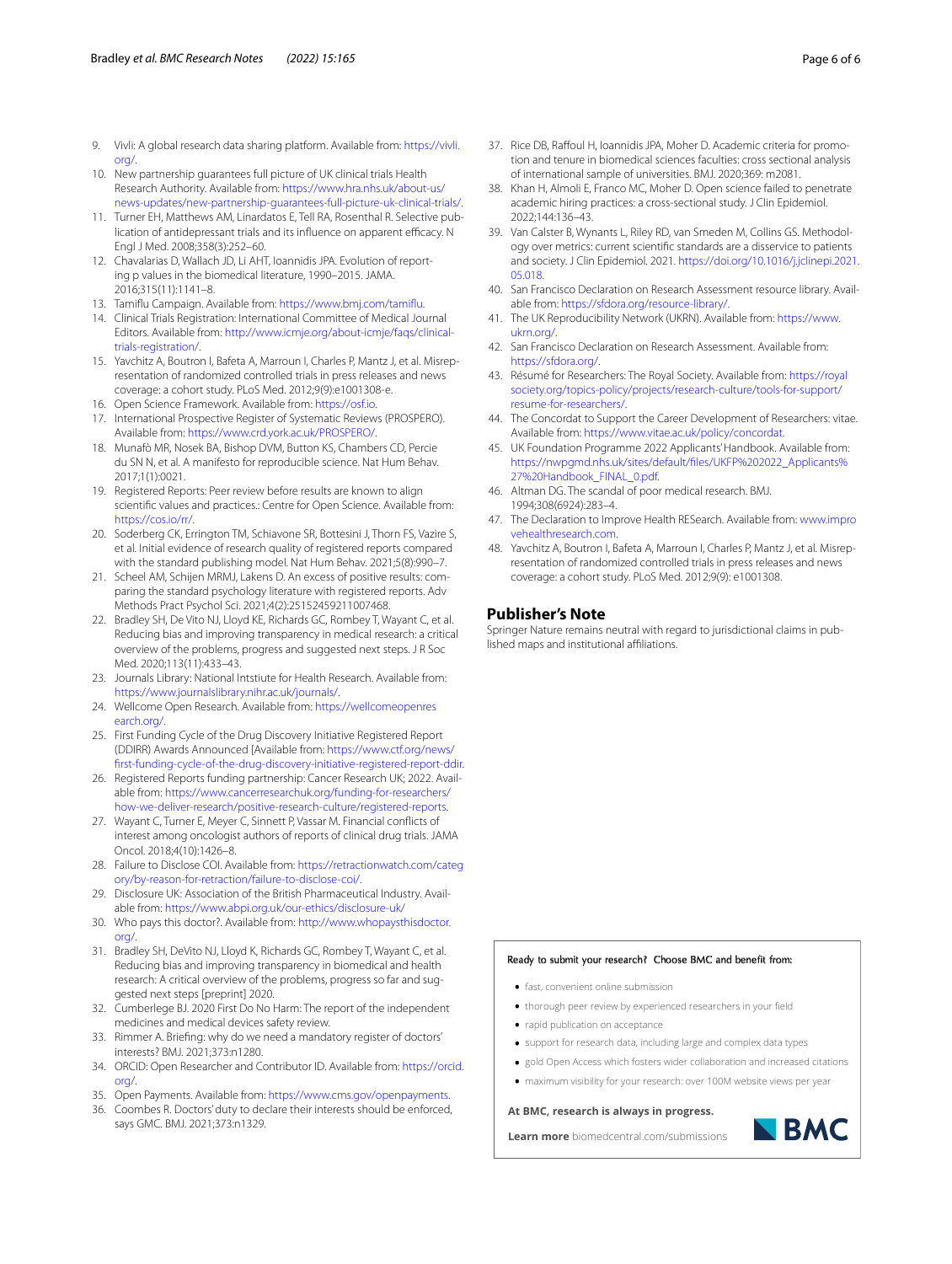9. Vivli: A global research data sharing platform. Available from: https://vivli.org/.
10. New partnership guarantees full picture of UK clinical trials Health Research Authority. Available from: https://www.hra.nhs.uk/about-us/news-updates/new-partnership-guarantees-full-picture-uk-clinical-trials/.
11. Turner EH, Matthews AM, Linardatos E, Tell RA, Rosenthal R. Selective publication of antidepressant trials and its influence on apparent efficacy. N Engl J Med. 2008;358(3):252–60.
12. Chavalarias D, Wallach JD, Li AHT, Ioannidis JPA. Evolution of reporting p values in the biomedical literature, 1990–2015. JAMA. 2016;315(11):1141–8.
13. Tamiflu Campaign. Available from: https://www.bmj.com/tamiflu.
14. Clinical Trials Registration: International Committee of Medical Journal Editors. Available from: http://www.icmje.org/about-icmje/faqs/clinical-trials-registration/.
15. Yavchitz A, Boutron I, Bafeta A, Marroun I, Charles P, Mantz J, et al. Misrepresentation of randomized controlled trials in press releases and news coverage: a cohort study. PLoS Med. 2012;9(9):e1001308-e.
16. Open Science Framework. Available from: https://osf.io.
17. International Prospective Register of Systematic Reviews (PROSPERO). Available from: https://www.crd.york.ac.uk/PROSPERO/.
18. Munafò MR, Nosek BA, Bishop DVM, Button KS, Chambers CD, Percie du SN N, et al. A manifesto for reproducible science. Nat Hum Behav. 2017;1(1):0021.
19. Registered Reports: Peer review before results are known to align scientific values and practices.: Centre for Open Science. Available from: https://cos.io/rr/.
20. Soderberg CK, Errington TM, Schiavone SR, Bottesini J, Thorn FS, Vazire S, et al. Initial evidence of research quality of registered reports compared with the standard publishing model. Nat Hum Behav. 2021;5(8):990–7.
21. Scheel AM, Schijen MRMJ, Lakens D. An excess of positive results: comparing the standard psychology literature with registered reports. Adv Methods Pract Psychol Sci. 2021;4(2):25152459211007468.
22. Bradley SH, De Vito NJ, Lloyd KE, Richards GC, Rombey T, Wayant C, et al. Reducing bias and improving transparency in medical research: a critical overview of the problems, progress and suggested next steps. J R Soc Med. 2020;113(11):433–43.
23. Journals Library: National Intstiute for Health Research. Available from: https://www.journalslibrary.nihr.ac.uk/journals/.
24. Wellcome Open Research. Available from: https://wellcomeopenresearch.org/.
25. First Funding Cycle of the Drug Discovery Initiative Registered Report (DDIRR) Awards Announced [Available from: https://www.ctf.org/news/first-funding-cycle-of-the-drug-discovery-initiative-registered-report-ddir.
26. Registered Reports funding partnership: Cancer Research UK; 2022. Available from: https://www.cancerresearchuk.org/funding-for-researchers/how-we-deliver-research/positive-research-culture/registered-reports.
27. Wayant C, Turner E, Meyer C, Sinnett P, Vassar M. Financial conflicts of interest among oncologist authors of reports of clinical drug trials. JAMA Oncol. 2018;4(10):1426–8.
28. Failure to Disclose COI. Available from: https://retractionwatch.com/category/by-reason-for-retraction/failure-to-disclose-coi/.
29. Disclosure UK: Association of the British Pharmaceutical Industry. Available from: https://www.abpi.org.uk/our-ethics/disclosure-uk/
30. Who pays this doctor?. Available from: http://www.whopaysthisdoctor.org/.
31. Bradley SH, DeVito NJ, Lloyd K, Richards GC, Rombey T, Wayant C, et al. Reducing bias and improving transparency in biomedical and health research: A critical overview of the problems, progress so far and suggested next steps [preprint] 2020.
32. Cumberlege BJ. 2020 First Do No Harm: The report of the independent medicines and medical devices safety review.
33. Rimmer A. Briefing: why do we need a mandatory register of doctors' interests? BMJ. 2021;373:n1280.
34. ORCID: Open Researcher and Contributor ID. Available from: https://orcid.org/.
35. Open Payments. Available from: https://www.cms.gov/openpayments.
36. Coombes R. Doctors' duty to declare their interests should be enforced, says GMC. BMJ. 2021;373:n1329.
37. Rice DB, Raffoul H, Ioannidis JPA, Moher D. Academic criteria for promotion and tenure in biomedical sciences faculties: cross sectional analysis of international sample of universities. BMJ. 2020;369: m2081.
38. Khan H, Almoli E, Franco MC, Moher D. Open science failed to penetrate academic hiring practices: a cross-sectional study. J Clin Epidemiol. 2022;144:136–43.
39. Van Calster B, Wynants L, Riley RD, van Smeden M, Collins GS. Methodology over metrics: current scientific standards are a disservice to patients and society. J Clin Epidemiol. 2021. https://doi.org/10.1016/j.jclinepi.2021.05.018.
40. San Francisco Declaration on Research Assessment resource library. Available from: https://sfdora.org/resource-library/.
41. The UK Reproducibility Network (UKRN). Available from: https://www.ukrn.org/.
42. San Francisco Declaration on Research Assessment. Available from: https://sfdora.org/.
43. Résumé for Researchers: The Royal Society. Available from: https://royalsociety.org/topics-policy/projects/research-culture/tools-for-support/resume-for-researchers/.
44. The Concordat to Support the Career Development of Researchers: vitae. Available from: https://www.vitae.ac.uk/policy/concordat.
45. UK Foundation Programme 2022 Applicants' Handbook. Available from: https://nwpgmd.nhs.uk/sites/default/files/UKFP%202022_Applicants%27%20Handbook_FINAL_0.pdf.
46. Altman DG. The scandal of poor medical research. BMJ. 1994;308(6924):283–4.
47. The Declaration to Improve Health RESearch. Available from: www.improvehealthresearch.com.
48. Yavchitz A, Boutron I, Bafeta A, Marroun I, Charles P, Mantz J, et al. Misrepresentation of randomized controlled trials in press releases and news coverage: a cohort study. PLoS Med. 2012;9(9): e1001308.

## Publisher's Note

Springer Nature remains neutral with regard to jurisdictional claims in published maps and institutional affiliations.

Ready to submit your research? Choose BMC and benefit from:

- fast, convenient online submission
- thorough peer review by experienced researchers in your field
- rapid publication on acceptance
- support for research data, including large and complex data types
- gold Open Access which fosters wider collaboration and increased citations
- maximum visibility for your research: over 100M website views per year

**At BMC, research is always in progress.**

**Learn more** biomedcentral.com/submissions

BMC